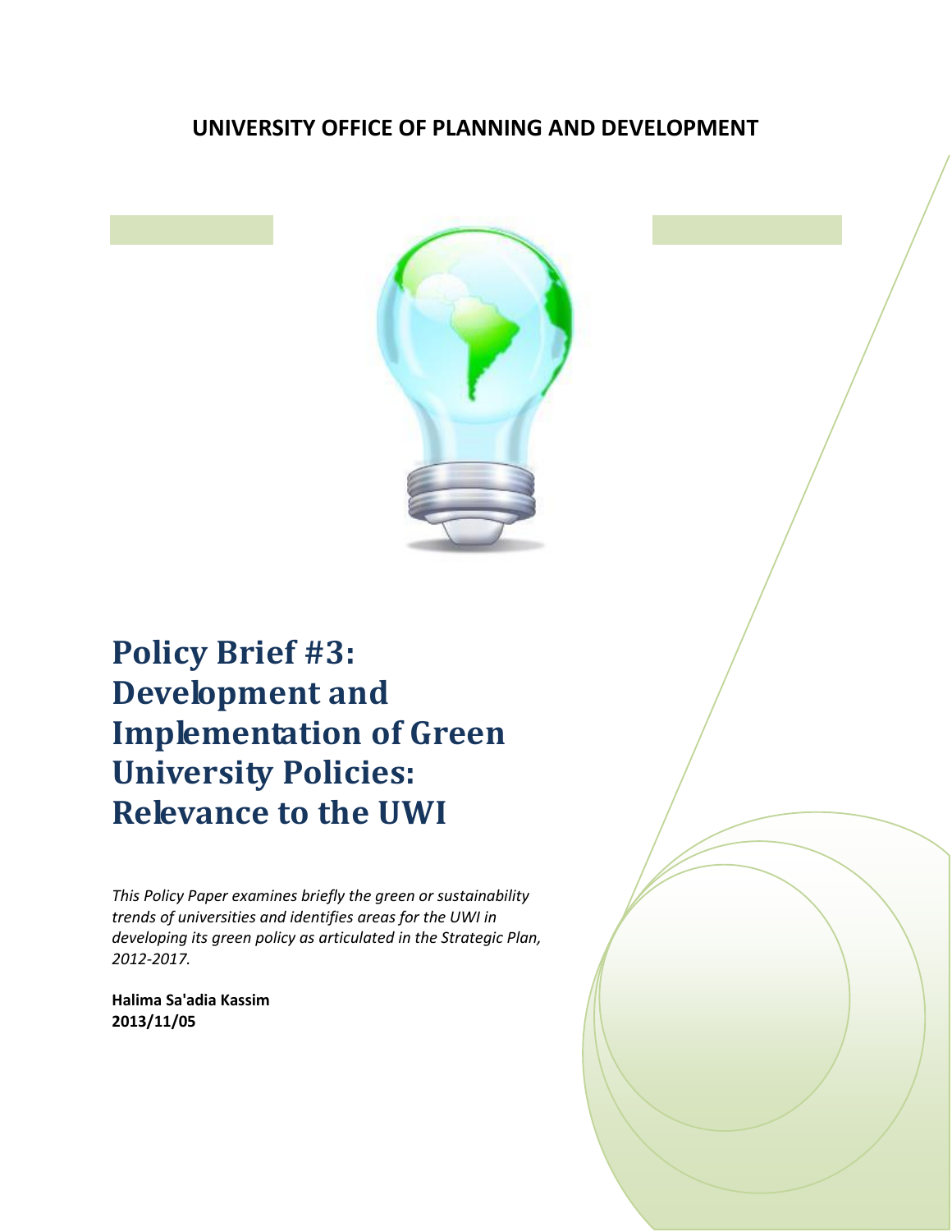**UNIVERSITY OFFICE OF PLANNING AND DEVELOPMENT**

# Policy Brief #3: Development and Implementation of Green University Policies: Relevance to the UWI

*This Policy Paper examines briefly the green or sustainability trends of universities and identifies areas for the UWI in developing its green policy as articulated in the Strategic Plan, 2012-2017.*

**Halima Sa'adia Kassim**
**2013/11/05**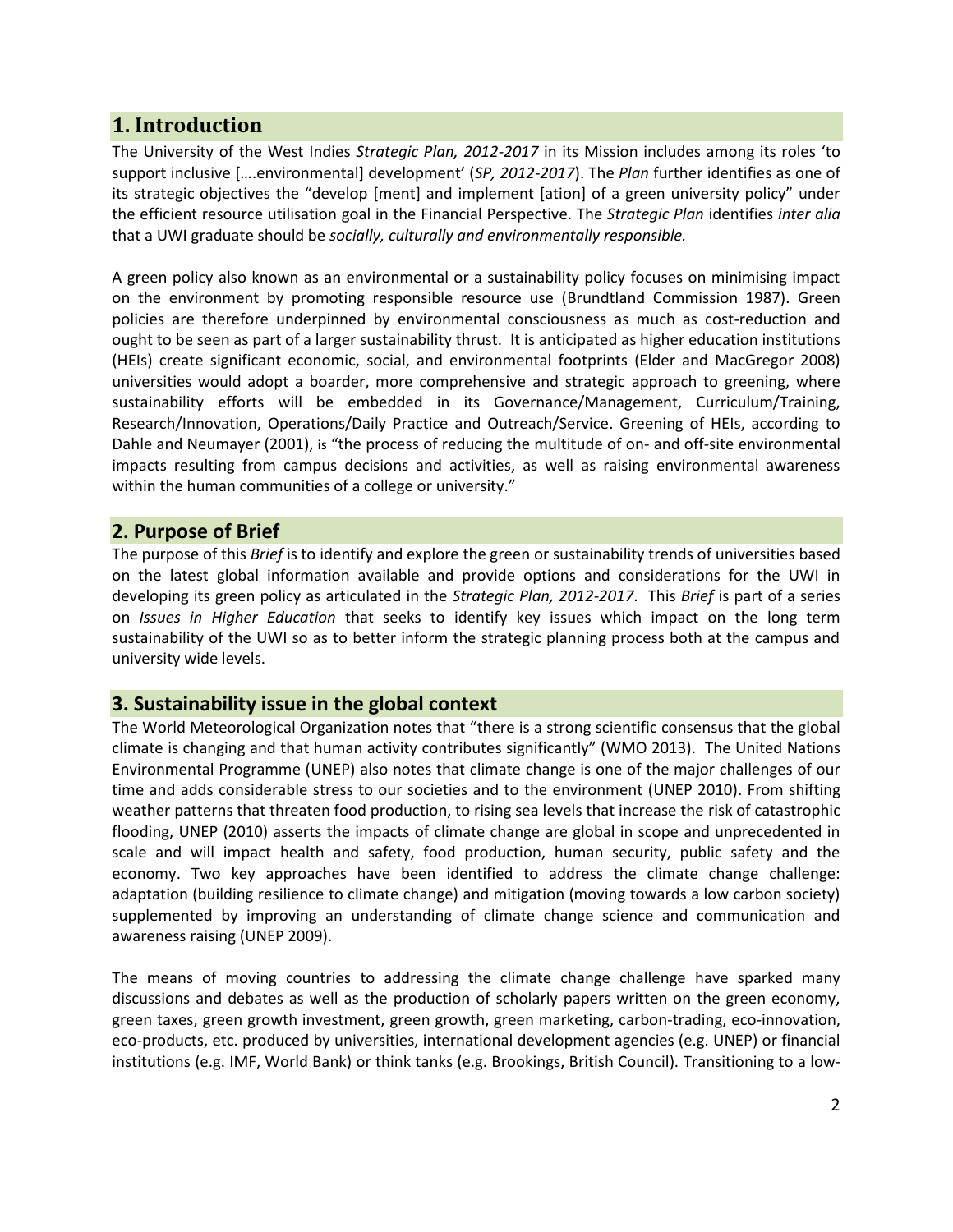## 1. Introduction

The University of the West Indies *Strategic Plan, 2012-2017* in its Mission includes among its roles 'to support inclusive [….environmental] development' (*SP, 2012-2017*). The *Plan* further identifies as one of its strategic objectives the "develop [ment] and implement [ation] of a green university policy" under the efficient resource utilisation goal in the Financial Perspective. The *Strategic Plan* identifies *inter alia* that a UWI graduate should be *socially, culturally and environmentally responsible.*

A green policy also known as an environmental or a sustainability policy focuses on minimising impact on the environment by promoting responsible resource use (Brundtland Commission 1987). Green policies are therefore underpinned by environmental consciousness as much as cost-reduction and ought to be seen as part of a larger sustainability thrust. It is anticipated as higher education institutions (HEIs) create significant economic, social, and environmental footprints (Elder and MacGregor 2008) universities would adopt a boarder, more comprehensive and strategic approach to greening, where sustainability efforts will be embedded in its Governance/Management, Curriculum/Training, Research/Innovation, Operations/Daily Practice and Outreach/Service. Greening of HEIs, according to Dahle and Neumayer (2001), is "the process of reducing the multitude of on- and off-site environmental impacts resulting from campus decisions and activities, as well as raising environmental awareness within the human communities of a college or university."

## 2. Purpose of Brief

The purpose of this *Brief* is to identify and explore the green or sustainability trends of universities based on the latest global information available and provide options and considerations for the UWI in developing its green policy as articulated in the *Strategic Plan, 2012-2017*. This *Brief* is part of a series on *Issues in Higher Education* that seeks to identify key issues which impact on the long term sustainability of the UWI so as to better inform the strategic planning process both at the campus and university wide levels.

## 3. Sustainability issue in the global context

The World Meteorological Organization notes that "there is a strong scientific consensus that the global climate is changing and that human activity contributes significantly" (WMO 2013). The United Nations Environmental Programme (UNEP) also notes that climate change is one of the major challenges of our time and adds considerable stress to our societies and to the environment (UNEP 2010). From shifting weather patterns that threaten food production, to rising sea levels that increase the risk of catastrophic flooding, UNEP (2010) asserts the impacts of climate change are global in scope and unprecedented in scale and will impact health and safety, food production, human security, public safety and the economy. Two key approaches have been identified to address the climate change challenge: adaptation (building resilience to climate change) and mitigation (moving towards a low carbon society) supplemented by improving an understanding of climate change science and communication and awareness raising (UNEP 2009).

The means of moving countries to addressing the climate change challenge have sparked many discussions and debates as well as the production of scholarly papers written on the green economy, green taxes, green growth investment, green growth, green marketing, carbon-trading, eco-innovation, eco-products, etc. produced by universities, international development agencies (e.g. UNEP) or financial institutions (e.g. IMF, World Bank) or think tanks (e.g. Brookings, British Council). Transitioning to a low-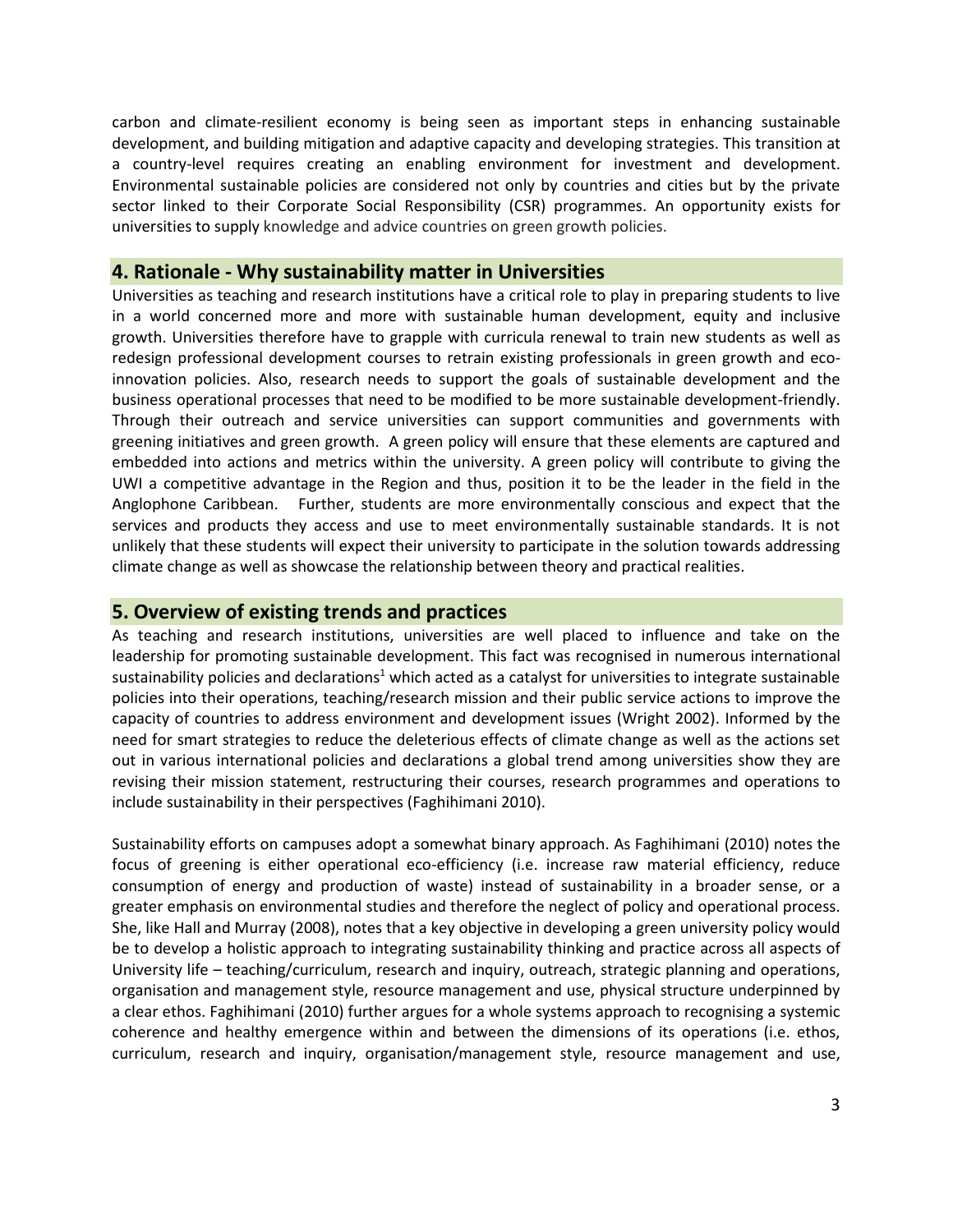carbon and climate-resilient economy is being seen as important steps in enhancing sustainable development, and building mitigation and adaptive capacity and developing strategies. This transition at a country-level requires creating an enabling environment for investment and development. Environmental sustainable policies are considered not only by countries and cities but by the private sector linked to their Corporate Social Responsibility (CSR) programmes. An opportunity exists for universities to supply knowledge and advice countries on green growth policies.

## 4. Rationale - Why sustainability matter in Universities

Universities as teaching and research institutions have a critical role to play in preparing students to live in a world concerned more and more with sustainable human development, equity and inclusive growth. Universities therefore have to grapple with curricula renewal to train new students as well as redesign professional development courses to retrain existing professionals in green growth and eco-innovation policies. Also, research needs to support the goals of sustainable development and the business operational processes that need to be modified to be more sustainable development-friendly. Through their outreach and service universities can support communities and governments with greening initiatives and green growth. A green policy will ensure that these elements are captured and embedded into actions and metrics within the university. A green policy will contribute to giving the UWI a competitive advantage in the Region and thus, position it to be the leader in the field in the Anglophone Caribbean. Further, students are more environmentally conscious and expect that the services and products they access and use to meet environmentally sustainable standards. It is not unlikely that these students will expect their university to participate in the solution towards addressing climate change as well as showcase the relationship between theory and practical realities.

## 5. Overview of existing trends and practices

As teaching and research institutions, universities are well placed to influence and take on the leadership for promoting sustainable development. This fact was recognised in numerous international sustainability policies and declarations[1] which acted as a catalyst for universities to integrate sustainable policies into their operations, teaching/research mission and their public service actions to improve the capacity of countries to address environment and development issues (Wright 2002). Informed by the need for smart strategies to reduce the deleterious effects of climate change as well as the actions set out in various international policies and declarations a global trend among universities show they are revising their mission statement, restructuring their courses, research programmes and operations to include sustainability in their perspectives (Faghihimani 2010).

Sustainability efforts on campuses adopt a somewhat binary approach. As Faghihimani (2010) notes the focus of greening is either operational eco-efficiency (i.e. increase raw material efficiency, reduce consumption of energy and production of waste) instead of sustainability in a broader sense, or a greater emphasis on environmental studies and therefore the neglect of policy and operational process. She, like Hall and Murray (2008), notes that a key objective in developing a green university policy would be to develop a holistic approach to integrating sustainability thinking and practice across all aspects of University life – teaching/curriculum, research and inquiry, outreach, strategic planning and operations, organisation and management style, resource management and use, physical structure underpinned by a clear ethos. Faghihimani (2010) further argues for a whole systems approach to recognising a systemic coherence and healthy emergence within and between the dimensions of its operations (i.e. ethos, curriculum, research and inquiry, organisation/management style, resource management and use,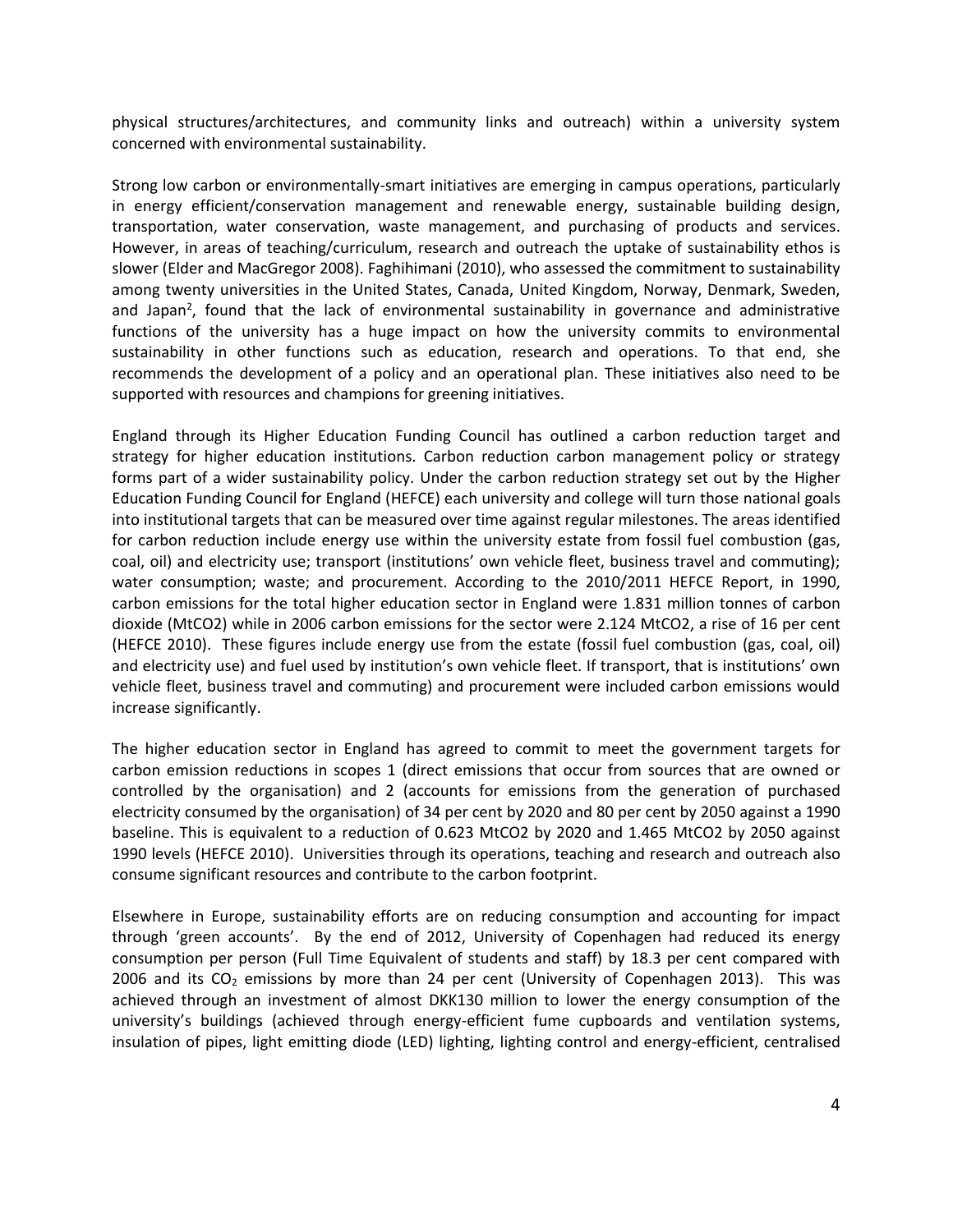physical structures/architectures, and community links and outreach) within a university system concerned with environmental sustainability.

Strong low carbon or environmentally-smart initiatives are emerging in campus operations, particularly in energy efficient/conservation management and renewable energy, sustainable building design, transportation, water conservation, waste management, and purchasing of products and services. However, in areas of teaching/curriculum, research and outreach the uptake of sustainability ethos is slower (Elder and MacGregor 2008). Faghihimani (2010), who assessed the commitment to sustainability among twenty universities in the United States, Canada, United Kingdom, Norway, Denmark, Sweden, and Japan[2], found that the lack of environmental sustainability in governance and administrative functions of the university has a huge impact on how the university commits to environmental sustainability in other functions such as education, research and operations. To that end, she recommends the development of a policy and an operational plan. These initiatives also need to be supported with resources and champions for greening initiatives.

England through its Higher Education Funding Council has outlined a carbon reduction target and strategy for higher education institutions. Carbon reduction carbon management policy or strategy forms part of a wider sustainability policy. Under the carbon reduction strategy set out by the Higher Education Funding Council for England (HEFCE) each university and college will turn those national goals into institutional targets that can be measured over time against regular milestones. The areas identified for carbon reduction include energy use within the university estate from fossil fuel combustion (gas, coal, oil) and electricity use; transport (institutions' own vehicle fleet, business travel and commuting); water consumption; waste; and procurement. According to the 2010/2011 HEFCE Report, in 1990, carbon emissions for the total higher education sector in England were 1.831 million tonnes of carbon dioxide (MtCO2) while in 2006 carbon emissions for the sector were 2.124 MtCO2, a rise of 16 per cent (HEFCE 2010). These figures include energy use from the estate (fossil fuel combustion (gas, coal, oil) and electricity use) and fuel used by institution's own vehicle fleet. If transport, that is institutions' own vehicle fleet, business travel and commuting) and procurement were included carbon emissions would increase significantly.

The higher education sector in England has agreed to commit to meet the government targets for carbon emission reductions in scopes 1 (direct emissions that occur from sources that are owned or controlled by the organisation) and 2 (accounts for emissions from the generation of purchased electricity consumed by the organisation) of 34 per cent by 2020 and 80 per cent by 2050 against a 1990 baseline. This is equivalent to a reduction of 0.623 MtCO2 by 2020 and 1.465 MtCO2 by 2050 against 1990 levels (HEFCE 2010). Universities through its operations, teaching and research and outreach also consume significant resources and contribute to the carbon footprint.

Elsewhere in Europe, sustainability efforts are on reducing consumption and accounting for impact through 'green accounts'. By the end of 2012, University of Copenhagen had reduced its energy consumption per person (Full Time Equivalent of students and staff) by 18.3 per cent compared with 2006 and its $CO_2$ emissions by more than 24 per cent (University of Copenhagen 2013). This was achieved through an investment of almost DKK130 million to lower the energy consumption of the university's buildings (achieved through energy-efficient fume cupboards and ventilation systems, insulation of pipes, light emitting diode (LED) lighting, lighting control and energy-efficient, centralised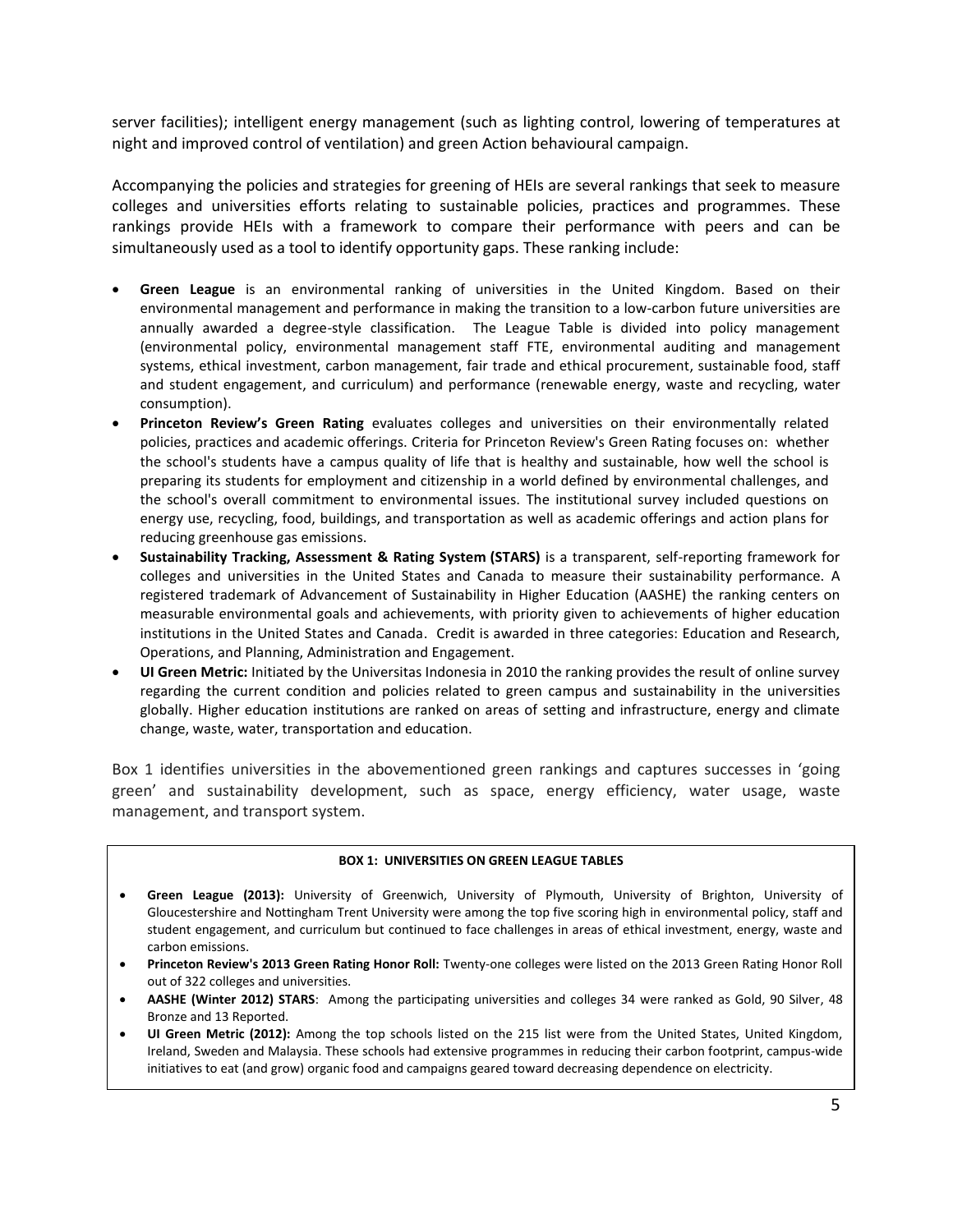server facilities); intelligent energy management (such as lighting control, lowering of temperatures at night and improved control of ventilation) and green Action behavioural campaign.

Accompanying the policies and strategies for greening of HEIs are several rankings that seek to measure colleges and universities efforts relating to sustainable policies, practices and programmes. These rankings provide HEIs with a framework to compare their performance with peers and can be simultaneously used as a tool to identify opportunity gaps. These ranking include:

- **Green League** is an environmental ranking of universities in the United Kingdom. Based on their environmental management and performance in making the transition to a low-carbon future universities are annually awarded a degree-style classification. The League Table is divided into policy management (environmental policy, environmental management staff FTE, environmental auditing and management systems, ethical investment, carbon management, fair trade and ethical procurement, sustainable food, staff and student engagement, and curriculum) and performance (renewable energy, waste and recycling, water consumption).
- **Princeton Review's Green Rating** evaluates colleges and universities on their environmentally related policies, practices and academic offerings. Criteria for Princeton Review's Green Rating focuses on: whether the school's students have a campus quality of life that is healthy and sustainable, how well the school is preparing its students for employment and citizenship in a world defined by environmental challenges, and the school's overall commitment to environmental issues. The institutional survey included questions on energy use, recycling, food, buildings, and transportation as well as academic offerings and action plans for reducing greenhouse gas emissions.
- **Sustainability Tracking, Assessment & Rating System (STARS)** is a transparent, self-reporting framework for colleges and universities in the United States and Canada to measure their sustainability performance. A registered trademark of Advancement of Sustainability in Higher Education (AASHE) the ranking centers on measurable environmental goals and achievements, with priority given to achievements of higher education institutions in the United States and Canada. Credit is awarded in three categories: Education and Research, Operations, and Planning, Administration and Engagement.
- **UI Green Metric:** Initiated by the Universitas Indonesia in 2010 the ranking provides the result of online survey regarding the current condition and policies related to green campus and sustainability in the universities globally. Higher education institutions are ranked on areas of setting and infrastructure, energy and climate change, waste, water, transportation and education.

Box 1 identifies universities in the abovementioned green rankings and captures successes in 'going green' and sustainability development, such as space, energy efficiency, water usage, waste management, and transport system.

**BOX 1: UNIVERSITIES ON GREEN LEAGUE TABLES**

- **Green League (2013):** University of Greenwich, University of Plymouth, University of Brighton, University of Gloucestershire and Nottingham Trent University were among the top five scoring high in environmental policy, staff and student engagement, and curriculum but continued to face challenges in areas of ethical investment, energy, waste and carbon emissions.
- **Princeton Review's 2013 Green Rating Honor Roll:** Twenty-one colleges were listed on the 2013 Green Rating Honor Roll out of 322 colleges and universities.
- **AASHE (Winter 2012) STARS**: Among the participating universities and colleges 34 were ranked as Gold, 90 Silver, 48 Bronze and 13 Reported.
- **UI Green Metric (2012):** Among the top schools listed on the 215 list were from the United States, United Kingdom, Ireland, Sweden and Malaysia. These schools had extensive programmes in reducing their carbon footprint, campus-wide initiatives to eat (and grow) organic food and campaigns geared toward decreasing dependence on electricity.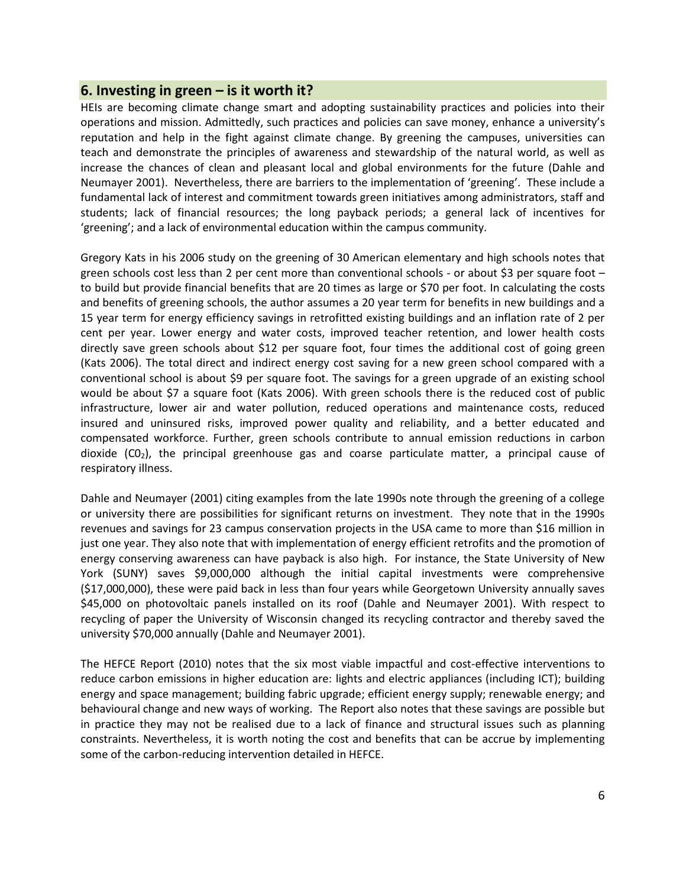## 6. Investing in green – is it worth it?

HEIs are becoming climate change smart and adopting sustainability practices and policies into their operations and mission. Admittedly, such practices and policies can save money, enhance a university's reputation and help in the fight against climate change. By greening the campuses, universities can teach and demonstrate the principles of awareness and stewardship of the natural world, as well as increase the chances of clean and pleasant local and global environments for the future (Dahle and Neumayer 2001). Nevertheless, there are barriers to the implementation of 'greening'. These include a fundamental lack of interest and commitment towards green initiatives among administrators, staff and students; lack of financial resources; the long payback periods; a general lack of incentives for 'greening'; and a lack of environmental education within the campus community.

Gregory Kats in his 2006 study on the greening of 30 American elementary and high schools notes that green schools cost less than 2 per cent more than conventional schools - or about $3 per square foot – to build but provide financial benefits that are 20 times as large or $70 per foot. In calculating the costs and benefits of greening schools, the author assumes a 20 year term for benefits in new buildings and a 15 year term for energy efficiency savings in retrofitted existing buildings and an inflation rate of 2 per cent per year. Lower energy and water costs, improved teacher retention, and lower health costs directly save green schools about $12 per square foot, four times the additional cost of going green (Kats 2006). The total direct and indirect energy cost saving for a new green school compared with a conventional school is about $9 per square foot. The savings for a green upgrade of an existing school would be about $7 a square foot (Kats 2006). With green schools there is the reduced cost of public infrastructure, lower air and water pollution, reduced operations and maintenance costs, reduced insured and uninsured risks, improved power quality and reliability, and a better educated and compensated workforce. Further, green schools contribute to annual emission reductions in carbon dioxide ($C0_2$), the principal greenhouse gas and coarse particulate matter, a principal cause of respiratory illness.

Dahle and Neumayer (2001) citing examples from the late 1990s note through the greening of a college or university there are possibilities for significant returns on investment. They note that in the 1990s revenues and savings for 23 campus conservation projects in the USA came to more than $16 million in just one year. They also note that with implementation of energy efficient retrofits and the promotion of energy conserving awareness can have payback is also high. For instance, the State University of New York (SUNY) saves $9,000,000 although the initial capital investments were comprehensive ($17,000,000), these were paid back in less than four years while Georgetown University annually saves $45,000 on photovoltaic panels installed on its roof (Dahle and Neumayer 2001). With respect to recycling of paper the University of Wisconsin changed its recycling contractor and thereby saved the university $70,000 annually (Dahle and Neumayer 2001).

The HEFCE Report (2010) notes that the six most viable impactful and cost-effective interventions to reduce carbon emissions in higher education are: lights and electric appliances (including ICT); building energy and space management; building fabric upgrade; efficient energy supply; renewable energy; and behavioural change and new ways of working. The Report also notes that these savings are possible but in practice they may not be realised due to a lack of finance and structural issues such as planning constraints. Nevertheless, it is worth noting the cost and benefits that can be accrue by implementing some of the carbon-reducing intervention detailed in HEFCE.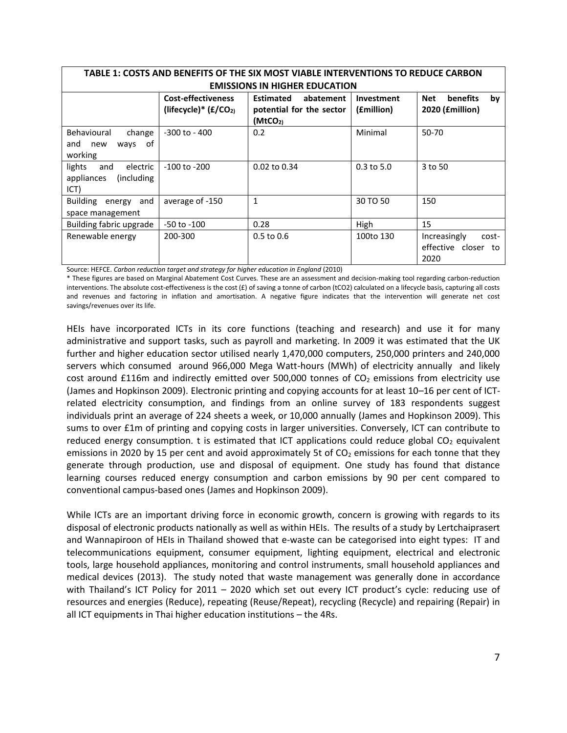| TABLE 1: COSTS AND BENEFITS OF THE SIX MOST VIABLE INTERVENTIONS TO REDUCE CARBON EMISSIONS IN HIGHER EDUCATION | | | | |
|---|---|---|---|---|
| | **Cost-effectiveness (lifecycle)* (£/$CO_2$)** | **Estimated abatement potential for the sector ($MtCO_2$)** | **Investment (£million)** | **Net benefits by 2020 (£million)** |
| Behavioural change and new ways of working | -300 to - 400 | 0.2 | Minimal | 50-70 |
| lights and electric appliances (including ICT) | -100 to -200 | 0.02 to 0.34 | 0.3 to 5.0 | 3 to 50 |
| Building energy and space management | average of -150 | 1 | 30 TO 50 | 150 |
| Building fabric upgrade | -50 to -100 | 0.28 | High | 15 |
| Renewable energy | 200-300 | 0.5 to 0.6 | 100to 130 | Increasingly cost-effective closer to 2020 |

Source: HEFCE. *Carbon reduction target and strategy for higher education in England* (2010)

* These figures are based on Marginal Abatement Cost Curves. These are an assessment and decision-making tool regarding carbon-reduction interventions. The absolute cost-effectiveness is the cost (£) of saving a tonne of carbon (tCO2) calculated on a lifecycle basis, capturing all costs and revenues and factoring in inflation and amortisation. A negative figure indicates that the intervention will generate net cost savings/revenues over its life.

HEIs have incorporated ICTs in its core functions (teaching and research) and use it for many administrative and support tasks, such as payroll and marketing. In 2009 it was estimated that the UK further and higher education sector utilised nearly 1,470,000 computers, 250,000 printers and 240,000 servers which consumed around 966,000 Mega Watt-hours (MWh) of electricity annually and likely cost around £116m and indirectly emitted over 500,000 tonnes of $CO_2$ emissions from electricity use (James and Hopkinson 2009). Electronic printing and copying accounts for at least 10–16 per cent of ICT-related electricity consumption, and findings from an online survey of 183 respondents suggest individuals print an average of 224 sheets a week, or 10,000 annually (James and Hopkinson 2009). This sums to over £1m of printing and copying costs in larger universities. Conversely, ICT can contribute to reduced energy consumption. t is estimated that ICT applications could reduce global $CO_2$ equivalent emissions in 2020 by 15 per cent and avoid approximately 5t of $CO_2$ emissions for each tonne that they generate through production, use and disposal of equipment. One study has found that distance learning courses reduced energy consumption and carbon emissions by 90 per cent compared to conventional campus-based ones (James and Hopkinson 2009).

While ICTs are an important driving force in economic growth, concern is growing with regards to its disposal of electronic products nationally as well as within HEIs. The results of a study by Lertchaiprasert and Wannapiroon of HEIs in Thailand showed that e-waste can be categorised into eight types: IT and telecommunications equipment, consumer equipment, lighting equipment, electrical and electronic tools, large household appliances, monitoring and control instruments, small household appliances and medical devices (2013). The study noted that waste management was generally done in accordance with Thailand's ICT Policy for 2011 – 2020 which set out every ICT product's cycle: reducing use of resources and energies (Reduce), repeating (Reuse/Repeat), recycling (Recycle) and repairing (Repair) in all ICT equipments in Thai higher education institutions – the 4Rs.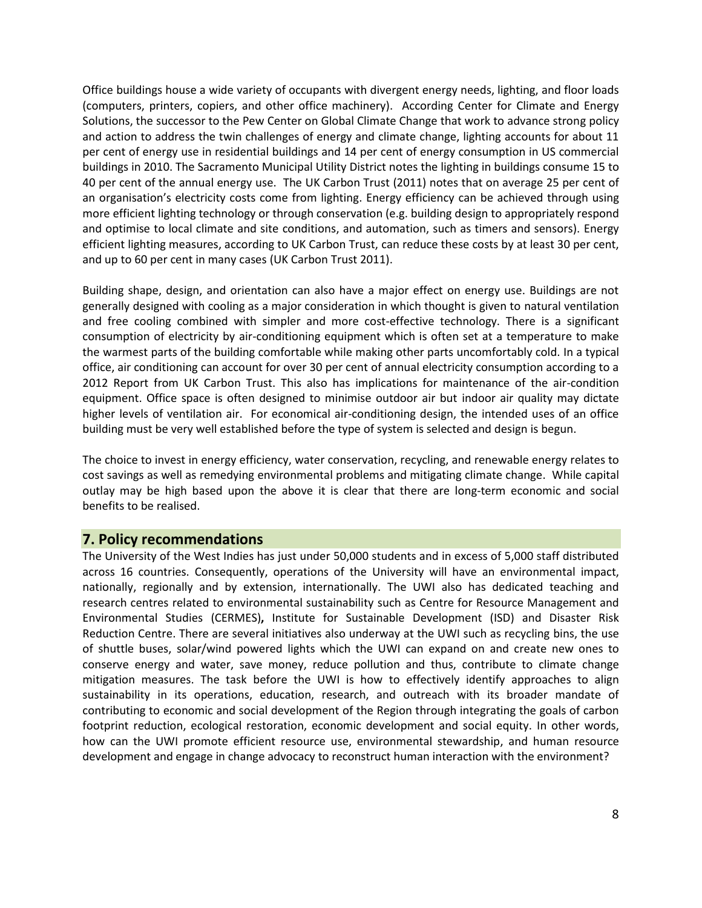Office buildings house a wide variety of occupants with divergent energy needs, lighting, and floor loads (computers, printers, copiers, and other office machinery). According Center for Climate and Energy Solutions, the successor to the Pew Center on Global Climate Change that work to advance strong policy and action to address the twin challenges of energy and climate change, lighting accounts for about 11 per cent of energy use in residential buildings and 14 per cent of energy consumption in US commercial buildings in 2010. The Sacramento Municipal Utility District notes the lighting in buildings consume 15 to 40 per cent of the annual energy use. The UK Carbon Trust (2011) notes that on average 25 per cent of an organisation's electricity costs come from lighting. Energy efficiency can be achieved through using more efficient lighting technology or through conservation (e.g. building design to appropriately respond and optimise to local climate and site conditions, and automation, such as timers and sensors). Energy efficient lighting measures, according to UK Carbon Trust, can reduce these costs by at least 30 per cent, and up to 60 per cent in many cases (UK Carbon Trust 2011).

Building shape, design, and orientation can also have a major effect on energy use. Buildings are not generally designed with cooling as a major consideration in which thought is given to natural ventilation and free cooling combined with simpler and more cost-effective technology. There is a significant consumption of electricity by air-conditioning equipment which is often set at a temperature to make the warmest parts of the building comfortable while making other parts uncomfortably cold. In a typical office, air conditioning can account for over 30 per cent of annual electricity consumption according to a 2012 Report from UK Carbon Trust. This also has implications for maintenance of the air-condition equipment. Office space is often designed to minimise outdoor air but indoor air quality may dictate higher levels of ventilation air. For economical air-conditioning design, the intended uses of an office building must be very well established before the type of system is selected and design is begun.

The choice to invest in energy efficiency, water conservation, recycling, and renewable energy relates to cost savings as well as remedying environmental problems and mitigating climate change. While capital outlay may be high based upon the above it is clear that there are long-term economic and social benefits to be realised.

## 7. Policy recommendations

The University of the West Indies has just under 50,000 students and in excess of 5,000 staff distributed across 16 countries. Consequently, operations of the University will have an environmental impact, nationally, regionally and by extension, internationally. The UWI also has dedicated teaching and research centres related to environmental sustainability such as Centre for Resource Management and Environmental Studies (CERMES)**,** Institute for Sustainable Development (ISD) and Disaster Risk Reduction Centre. There are several initiatives also underway at the UWI such as recycling bins, the use of shuttle buses, solar/wind powered lights which the UWI can expand on and create new ones to conserve energy and water, save money, reduce pollution and thus, contribute to climate change mitigation measures. The task before the UWI is how to effectively identify approaches to align sustainability in its operations, education, research, and outreach with its broader mandate of contributing to economic and social development of the Region through integrating the goals of carbon footprint reduction, ecological restoration, economic development and social equity. In other words, how can the UWI promote efficient resource use, environmental stewardship, and human resource development and engage in change advocacy to reconstruct human interaction with the environment?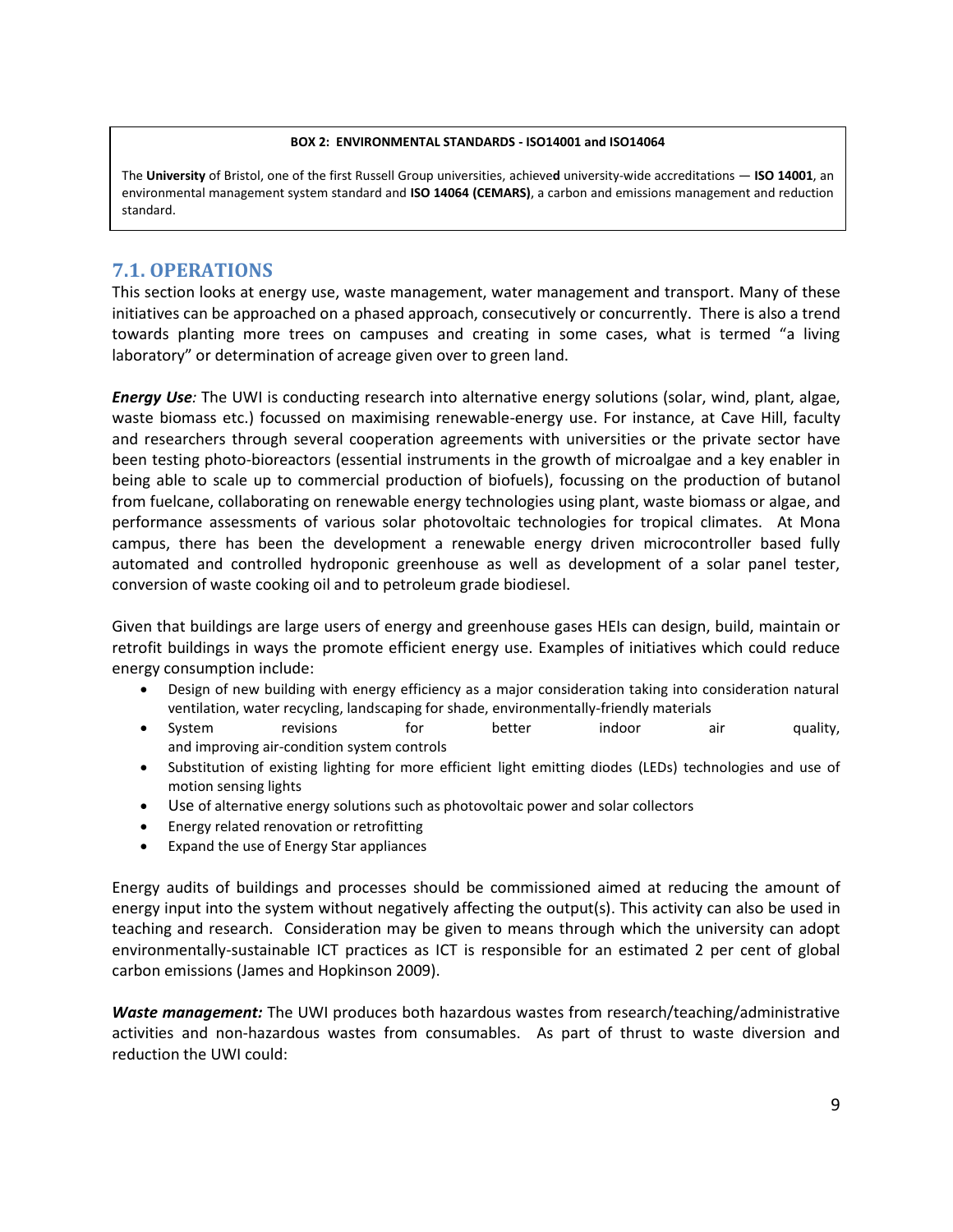**BOX 2: ENVIRONMENTAL STANDARDS - ISO14001 and ISO14064**

The **University** of Bristol, one of the first Russell Group universities, achieve**d** university-wide accreditations — **ISO 14001**, an environmental management system standard and **ISO 14064 (CEMARS)**, a carbon and emissions management and reduction standard.

## 7.1. OPERATIONS

This section looks at energy use, waste management, water management and transport. Many of these initiatives can be approached on a phased approach, consecutively or concurrently. There is also a trend towards planting more trees on campuses and creating in some cases, what is termed "a living laboratory" or determination of acreage given over to green land.

***Energy Use:*** The UWI is conducting research into alternative energy solutions (solar, wind, plant, algae, waste biomass etc.) focussed on maximising renewable-energy use. For instance, at Cave Hill, faculty and researchers through several cooperation agreements with universities or the private sector have been testing photo-bioreactors (essential instruments in the growth of microalgae and a key enabler in being able to scale up to commercial production of biofuels), focussing on the production of butanol from fuelcane, collaborating on renewable energy technologies using plant, waste biomass or algae, and performance assessments of various solar photovoltaic technologies for tropical climates. At Mona campus, there has been the development a renewable energy driven microcontroller based fully automated and controlled hydroponic greenhouse as well as development of a solar panel tester, conversion of waste cooking oil and to petroleum grade biodiesel.

Given that buildings are large users of energy and greenhouse gases HEIs can design, build, maintain or retrofit buildings in ways the promote efficient energy use. Examples of initiatives which could reduce energy consumption include:

- Design of new building with energy efficiency as a major consideration taking into consideration natural ventilation, water recycling, landscaping for shade, environmentally-friendly materials
- System revisions for better indoor air quality, and improving air-condition system controls
- Substitution of existing lighting for more efficient light emitting diodes (LEDs) technologies and use of motion sensing lights
- Use of alternative energy solutions such as photovoltaic power and solar collectors
- Energy related renovation or retrofitting
- Expand the use of Energy Star appliances

Energy audits of buildings and processes should be commissioned aimed at reducing the amount of energy input into the system without negatively affecting the output(s). This activity can also be used in teaching and research. Consideration may be given to means through which the university can adopt environmentally-sustainable ICT practices as ICT is responsible for an estimated 2 per cent of global carbon emissions (James and Hopkinson 2009).

***Waste management:*** The UWI produces both hazardous wastes from research/teaching/administrative activities and non-hazardous wastes from consumables. As part of thrust to waste diversion and reduction the UWI could: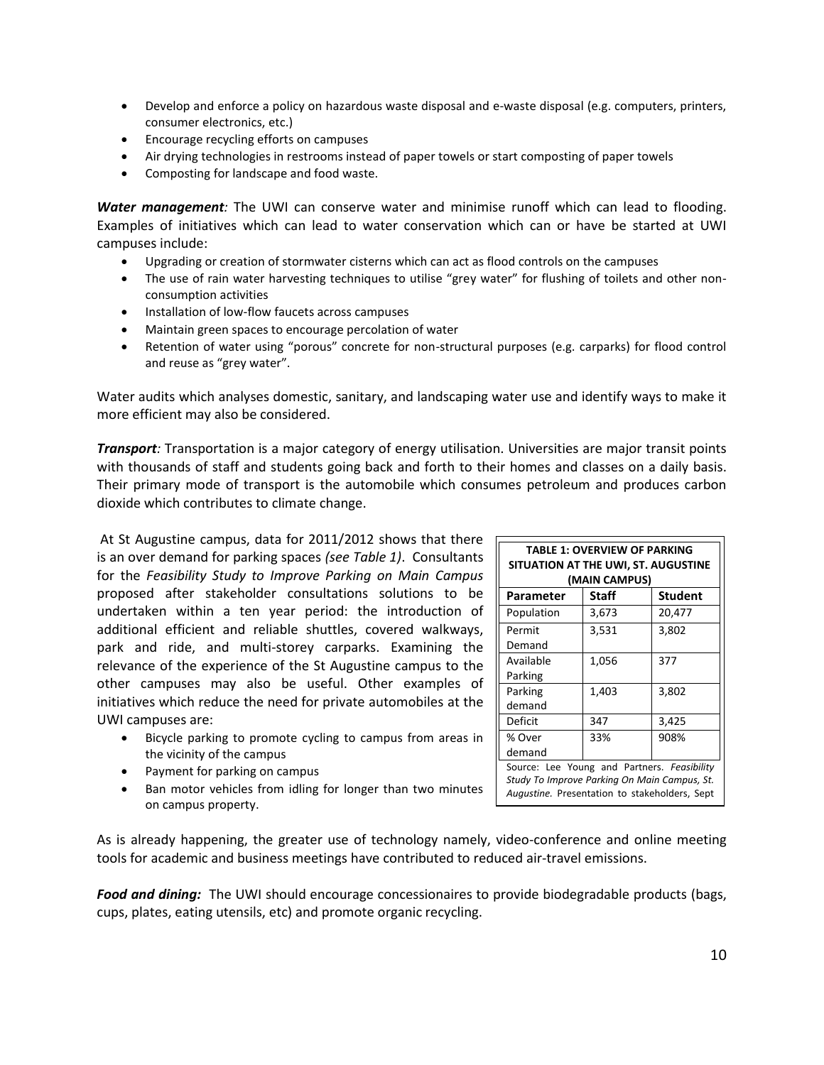- Develop and enforce a policy on hazardous waste disposal and e-waste disposal (e.g. computers, printers, consumer electronics, etc.)
- Encourage recycling efforts on campuses
- Air drying technologies in restrooms instead of paper towels or start composting of paper towels
- Composting for landscape and food waste.

***Water management:*** The UWI can conserve water and minimise runoff which can lead to flooding. Examples of initiatives which can lead to water conservation which can or have be started at UWI campuses include:

- Upgrading or creation of stormwater cisterns which can act as flood controls on the campuses
- The use of rain water harvesting techniques to utilise "grey water" for flushing of toilets and other non-consumption activities
- Installation of low-flow faucets across campuses
- Maintain green spaces to encourage percolation of water
- Retention of water using "porous" concrete for non-structural purposes (e.g. carparks) for flood control and reuse as "grey water".

Water audits which analyses domestic, sanitary, and landscaping water use and identify ways to make it more efficient may also be considered.

***Transport:*** Transportation is a major category of energy utilisation. Universities are major transit points with thousands of staff and students going back and forth to their homes and classes on a daily basis. Their primary mode of transport is the automobile which consumes petroleum and produces carbon dioxide which contributes to climate change.

At St Augustine campus, data for 2011/2012 shows that there is an over demand for parking spaces *(see Table 1)*. Consultants for the *Feasibility Study to Improve Parking on Main Campus* proposed after stakeholder consultations solutions to be undertaken within a ten year period: the introduction of additional efficient and reliable shuttles, covered walkways, park and ride, and multi-storey carparks. Examining the relevance of the experience of the St Augustine campus to the other campuses may also be useful. Other examples of initiatives which reduce the need for private automobiles at the UWI campuses are:

- Bicycle parking to promote cycling to campus from areas in the vicinity of the campus
- Payment for parking on campus
- Ban motor vehicles from idling for longer than two minutes on campus property.

**TABLE 1: OVERVIEW OF PARKING SITUATION AT THE UWI, ST. AUGUSTINE (MAIN CAMPUS)**

| Parameter | Staff | Student |
|---|---|---|
| Population | 3,673 | 20,477 |
| Permit Demand | 3,531 | 3,802 |
| Available Parking | 1,056 | 377 |
| Parking demand | 1,403 | 3,802 |
| Deficit | 347 | 3,425 |
| % Over demand | 33% | 908% |

Source: Lee Young and Partners. *Feasibility Study To Improve Parking On Main Campus, St. Augustine.* Presentation to stakeholders, Sept

As is already happening, the greater use of technology namely, video-conference and online meeting tools for academic and business meetings have contributed to reduced air-travel emissions.

***Food and dining:*** The UWI should encourage concessionaires to provide biodegradable products (bags, cups, plates, eating utensils, etc) and promote organic recycling.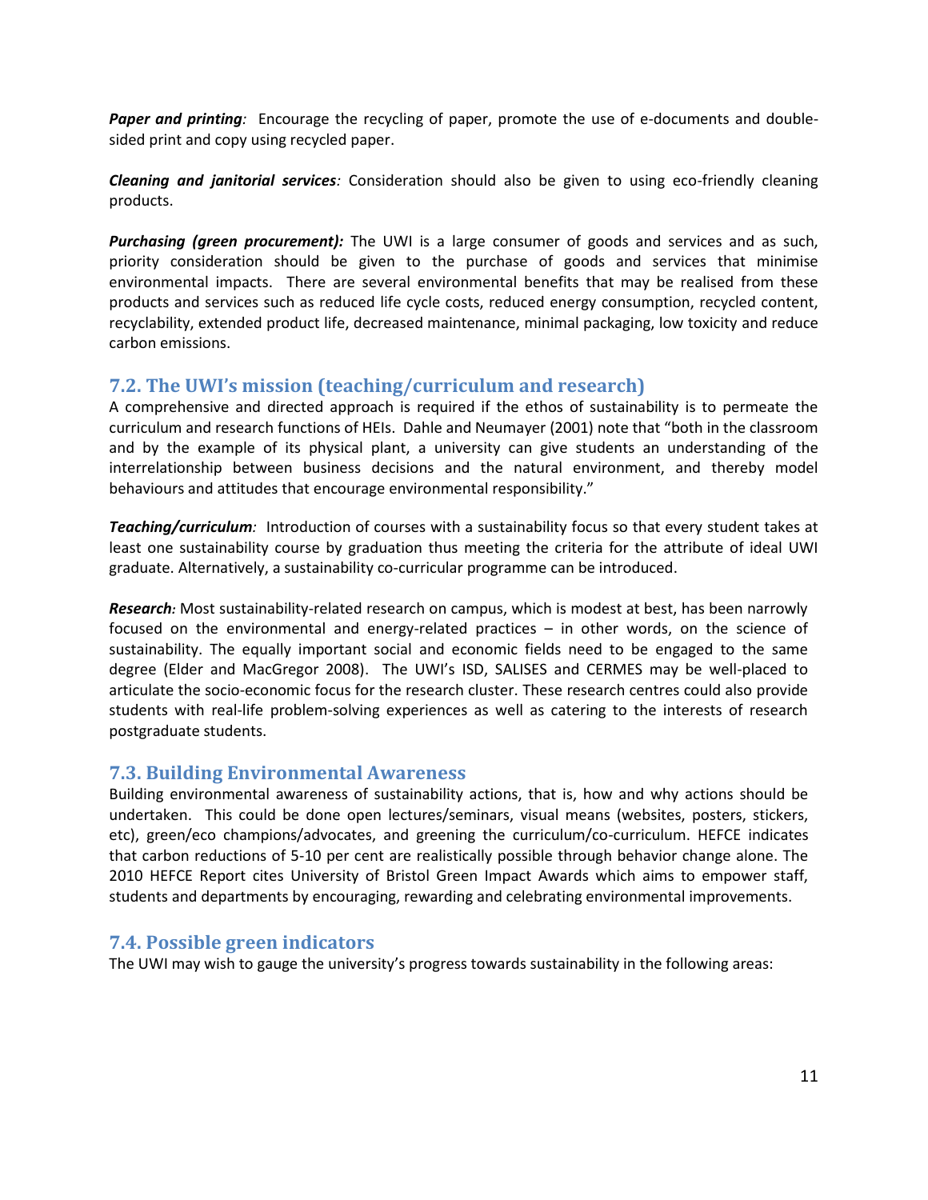***Paper and printing**:* Encourage the recycling of paper, promote the use of e-documents and double-sided print and copy using recycled paper.

***Cleaning and janitorial services**:* Consideration should also be given to using eco-friendly cleaning products.

***Purchasing (green procurement):*** The UWI is a large consumer of goods and services and as such, priority consideration should be given to the purchase of goods and services that minimise environmental impacts. There are several environmental benefits that may be realised from these products and services such as reduced life cycle costs, reduced energy consumption, recycled content, recyclability, extended product life, decreased maintenance, minimal packaging, low toxicity and reduce carbon emissions.

## 7.2. The UWI's mission (teaching/curriculum and research)

A comprehensive and directed approach is required if the ethos of sustainability is to permeate the curriculum and research functions of HEIs. Dahle and Neumayer (2001) note that "both in the classroom and by the example of its physical plant, a university can give students an understanding of the interrelationship between business decisions and the natural environment, and thereby model behaviours and attitudes that encourage environmental responsibility."

***Teaching/curriculum**:* Introduction of courses with a sustainability focus so that every student takes at least one sustainability course by graduation thus meeting the criteria for the attribute of ideal UWI graduate. Alternatively, a sustainability co-curricular programme can be introduced.

***Research**:* Most sustainability-related research on campus, which is modest at best, has been narrowly focused on the environmental and energy-related practices – in other words, on the science of sustainability. The equally important social and economic fields need to be engaged to the same degree (Elder and MacGregor 2008). The UWI's ISD, SALISES and CERMES may be well-placed to articulate the socio-economic focus for the research cluster. These research centres could also provide students with real-life problem-solving experiences as well as catering to the interests of research postgraduate students.

## 7.3. Building Environmental Awareness

Building environmental awareness of sustainability actions, that is, how and why actions should be undertaken. This could be done open lectures/seminars, visual means (websites, posters, stickers, etc), green/eco champions/advocates, and greening the curriculum/co-curriculum. HEFCE indicates that carbon reductions of 5-10 per cent are realistically possible through behavior change alone. The 2010 HEFCE Report cites University of Bristol Green Impact Awards which aims to empower staff, students and departments by encouraging, rewarding and celebrating environmental improvements.

## 7.4. Possible green indicators

The UWI may wish to gauge the university's progress towards sustainability in the following areas: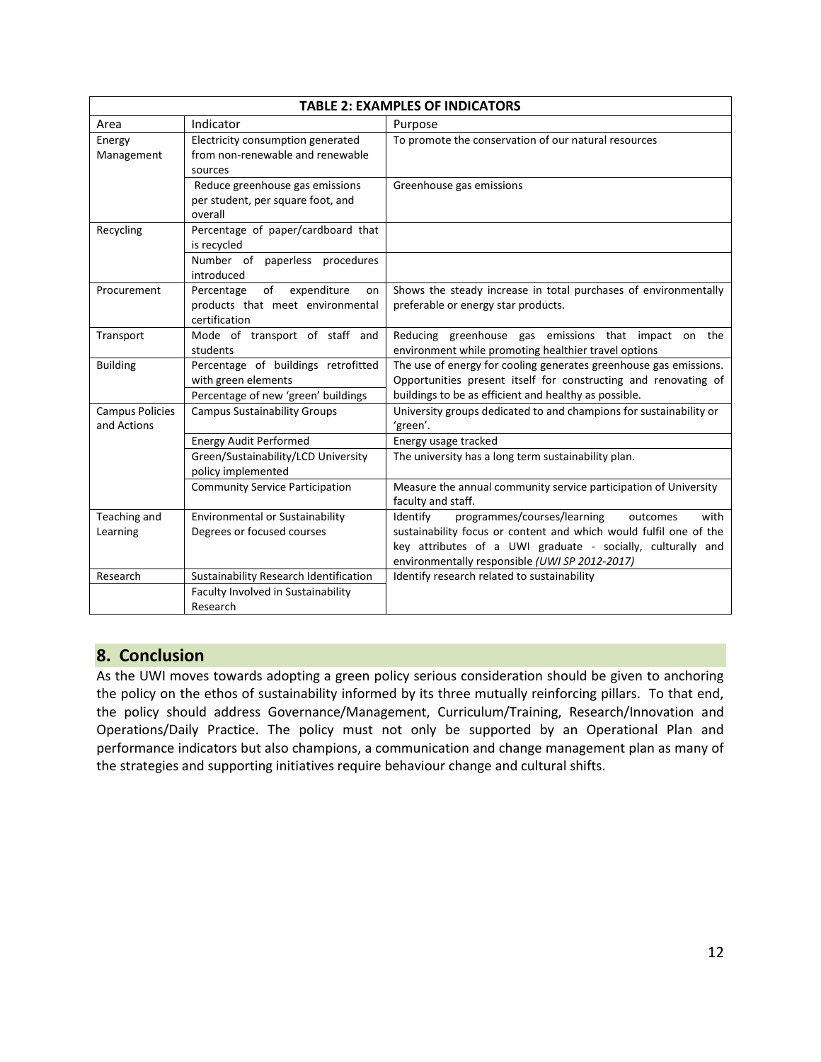| TABLE 2: EXAMPLES OF INDICATORS | | |
|---|---|---|
| Area | Indicator | Purpose |
| Energy Management | Electricity consumption generated from non-renewable and renewable sources | To promote the conservation of our natural resources |
| | Reduce greenhouse gas emissions per student, per square foot, and overall | Greenhouse gas emissions |
| Recycling | Percentage of paper/cardboard that is recycled | |
| | Number of paperless procedures introduced | |
| Procurement | Percentage of expenditure on products that meet environmental certification | Shows the steady increase in total purchases of environmentally preferable or energy star products. |
| Transport | Mode of transport of staff and students | Reducing greenhouse gas emissions that impact on the environment while promoting healthier travel options |
| Building | Percentage of buildings retrofitted with green elements | The use of energy for cooling generates greenhouse gas emissions. Opportunities present itself for constructing and renovating of buildings to be as efficient and healthy as possible. |
| | Percentage of new 'green' buildings | |
| Campus Policies and Actions | Campus Sustainability Groups | University groups dedicated to and champions for sustainability or 'green'. |
| | Energy Audit Performed | Energy usage tracked |
| | Green/Sustainability/LCD University policy implemented | The university has a long term sustainability plan. |
| | Community Service Participation | Measure the annual community service participation of University faculty and staff. |
| Teaching and Learning | Environmental or Sustainability Degrees or focused courses | Identify programmes/courses/learning outcomes with sustainability focus or content and which would fulfil one of the key attributes of a UWI graduate - socially, culturally and environmentally responsible *(UWI SP 2012-2017)* |
| Research | Sustainability Research Identification | Identify research related to sustainability |
| | Faculty Involved in Sustainability Research | |

## 8. Conclusion

As the UWI moves towards adopting a green policy serious consideration should be given to anchoring the policy on the ethos of sustainability informed by its three mutually reinforcing pillars. To that end, the policy should address Governance/Management, Curriculum/Training, Research/Innovation and Operations/Daily Practice. The policy must not only be supported by an Operational Plan and performance indicators but also champions, a communication and change management plan as many of the strategies and supporting initiatives require behaviour change and cultural shifts.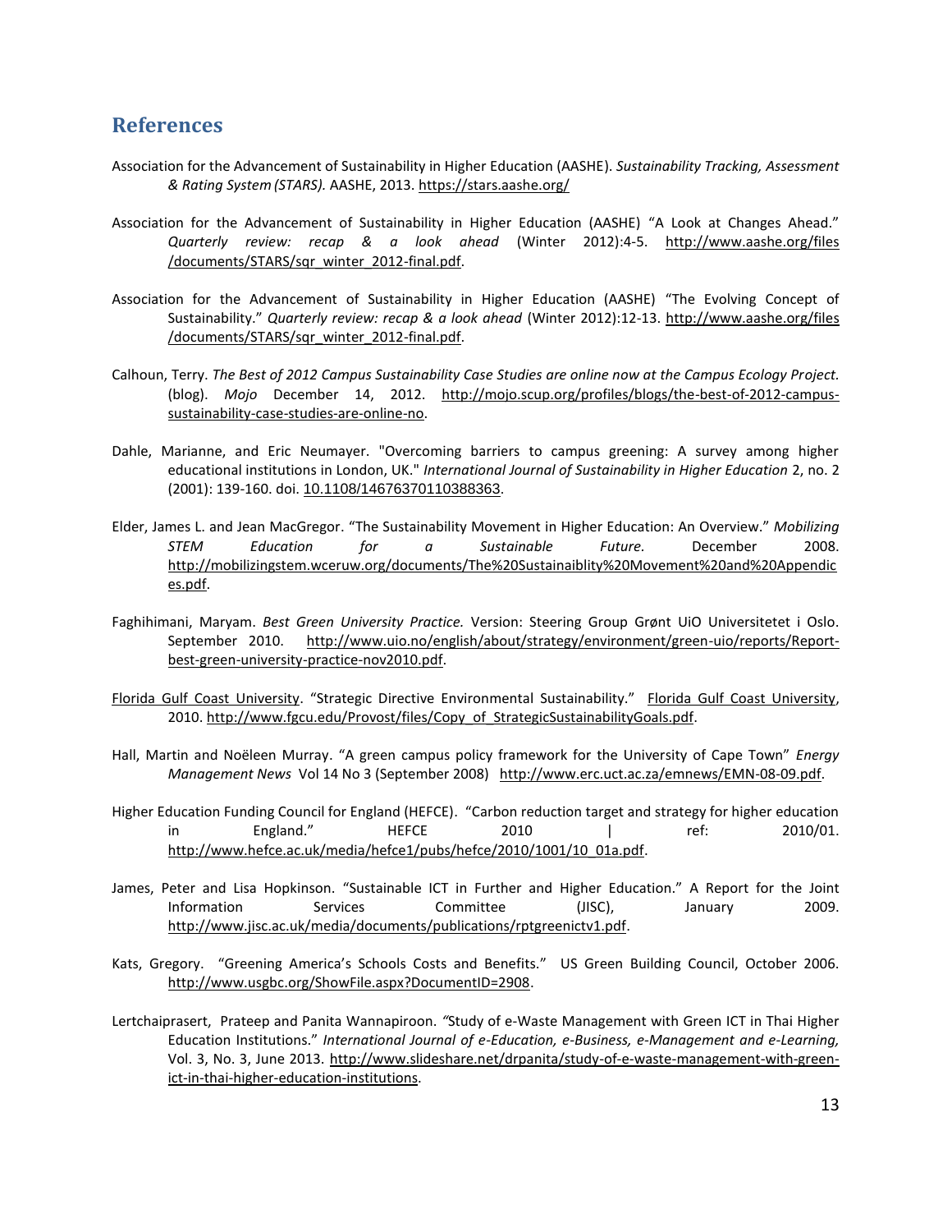## References

Association for the Advancement of Sustainability in Higher Education (AASHE). *Sustainability Tracking, Assessment & Rating System (STARS).* AASHE, 2013. https://stars.aashe.org/

Association for the Advancement of Sustainability in Higher Education (AASHE) "A Look at Changes Ahead." *Quarterly review: recap & a look ahead* (Winter 2012):4-5. http://www.aashe.org/files/documents/STARS/sqr_winter_2012-final.pdf.

Association for the Advancement of Sustainability in Higher Education (AASHE) "The Evolving Concept of Sustainability." *Quarterly review: recap & a look ahead* (Winter 2012):12-13. http://www.aashe.org/files/documents/STARS/sqr_winter_2012-final.pdf.

Calhoun, Terry. *The Best of 2012 Campus Sustainability Case Studies are online now at the Campus Ecology Project.* (blog). *Mojo* December 14, 2012. http://mojo.scup.org/profiles/blogs/the-best-of-2012-campus-sustainability-case-studies-are-online-no.

Dahle, Marianne, and Eric Neumayer. "Overcoming barriers to campus greening: A survey among higher educational institutions in London, UK." *International Journal of Sustainability in Higher Education* 2, no. 2 (2001): 139-160. doi. 10.1108/14676370110388363.

Elder, James L. and Jean MacGregor. "The Sustainability Movement in Higher Education: An Overview." *Mobilizing STEM Education for a Sustainable Future.* December 2008. http://mobilizingstem.wceruw.org/documents/The%20Sustainaiblity%20Movement%20and%20Appendices.pdf.

Faghihimani, Maryam. *Best Green University Practice.* Version: Steering Group Grønt UiO Universitetet i Oslo. September 2010. http://www.uio.no/english/about/strategy/environment/green-uio/reports/Report-best-green-university-practice-nov2010.pdf.

Florida Gulf Coast University. "Strategic Directive Environmental Sustainability." Florida Gulf Coast University, 2010. http://www.fgcu.edu/Provost/files/Copy_of_StrategicSustainabilityGoals.pdf.

Hall, Martin and Noëleen Murray. "A green campus policy framework for the University of Cape Town" *Energy Management News* Vol 14 No 3 (September 2008) http://www.erc.uct.ac.za/emnews/EMN-08-09.pdf.

Higher Education Funding Council for England (HEFCE). "Carbon reduction target and strategy for higher education in England." HEFCE 2010 | ref: 2010/01. http://www.hefce.ac.uk/media/hefce1/pubs/hefce/2010/1001/10_01a.pdf.

James, Peter and Lisa Hopkinson. "Sustainable ICT in Further and Higher Education." A Report for the Joint Information Services Committee (JISC), January 2009. http://www.jisc.ac.uk/media/documents/publications/rptgreenictv1.pdf.

Kats, Gregory. "Greening America's Schools Costs and Benefits." US Green Building Council, October 2006. http://www.usgbc.org/ShowFile.aspx?DocumentID=2908.

Lertchaiprasert, Prateep and Panita Wannapiroon. "Study of e-Waste Management with Green ICT in Thai Higher Education Institutions." *International Journal of e-Education, e-Business, e-Management and e-Learning,* Vol. 3, No. 3, June 2013. http://www.slideshare.net/drpanita/study-of-e-waste-management-with-green-ict-in-thai-higher-education-institutions.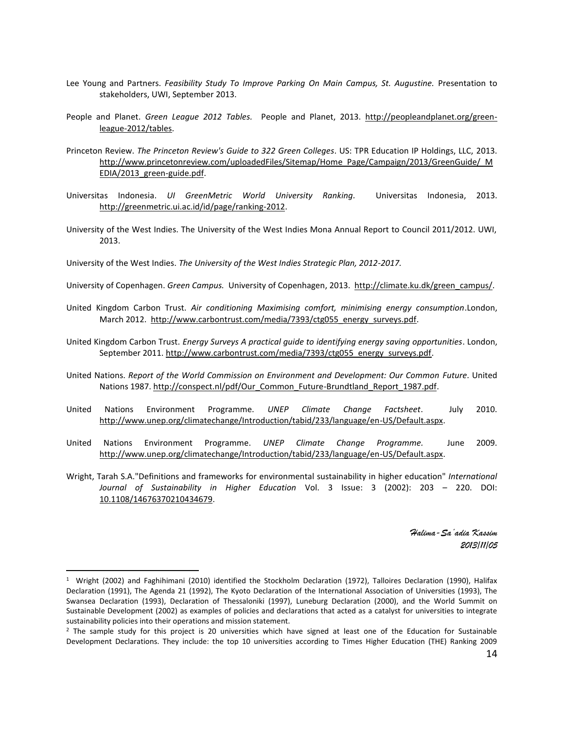Lee Young and Partners. *Feasibility Study To Improve Parking On Main Campus, St. Augustine.* Presentation to stakeholders, UWI, September 2013.

People and Planet. *Green League 2012 Tables.* People and Planet, 2013. http://peopleandplanet.org/green-league-2012/tables.

Princeton Review. *The Princeton Review's Guide to 322 Green Colleges*. US: TPR Education IP Holdings, LLC, 2013. http://www.princetonreview.com/uploadedFiles/Sitemap/Home_Page/Campaign/2013/GreenGuide/_MEDIA/2013_green-guide.pdf.

Universitas Indonesia. *UI GreenMetric World University Ranking*. Universitas Indonesia, 2013. http://greenmetric.ui.ac.id/id/page/ranking-2012.

University of the West Indies. The University of the West Indies Mona Annual Report to Council 2011/2012. UWI, 2013.

University of the West Indies. *The University of the West Indies Strategic Plan, 2012-2017.*

University of Copenhagen. *Green Campus.* University of Copenhagen, 2013. http://climate.ku.dk/green_campus/.

United Kingdom Carbon Trust. *Air conditioning Maximising comfort, minimising energy consumption*.London, March 2012. http://www.carbontrust.com/media/7393/ctg055_energy_surveys.pdf.

United Kingdom Carbon Trust. *Energy Surveys A practical guide to identifying energy saving opportunities*. London, September 2011. http://www.carbontrust.com/media/7393/ctg055_energy_surveys.pdf.

United Nations. *Report of the World Commission on Environment and Development: Our Common Future*. United Nations 1987. http://conspect.nl/pdf/Our_Common_Future-Brundtland_Report_1987.pdf.

United Nations Environment Programme. *UNEP Climate Change Factsheet*. July 2010. http://www.unep.org/climatechange/Introduction/tabid/233/language/en-US/Default.aspx.

United Nations Environment Programme. *UNEP Climate Change Programme.* June 2009. http://www.unep.org/climatechange/Introduction/tabid/233/language/en-US/Default.aspx.

Wright, Tarah S.A."Definitions and frameworks for environmental sustainability in higher education" *International Journal of Sustainability in Higher Education* Vol. 3 Issue: 3 (2002): 203 – 220. DOI: 10.1108/14676370210434679.

*Halima-Sa'adia Kassim*
*2013/11/05*

---

[1] Wright (2002) and Faghihimani (2010) identified the Stockholm Declaration (1972), Talloires Declaration (1990), Halifax Declaration (1991), The Agenda 21 (1992), The Kyoto Declaration of the International Association of Universities (1993), The Swansea Declaration (1993), Declaration of Thessaloniki (1997), Luneburg Declaration (2000), and the World Summit on Sustainable Development (2002) as examples of policies and declarations that acted as a catalyst for universities to integrate sustainability policies into their operations and mission statement.

[2] The sample study for this project is 20 universities which have signed at least one of the Education for Sustainable Development Declarations. They include: the top 10 universities according to Times Higher Education (THE) Ranking 2009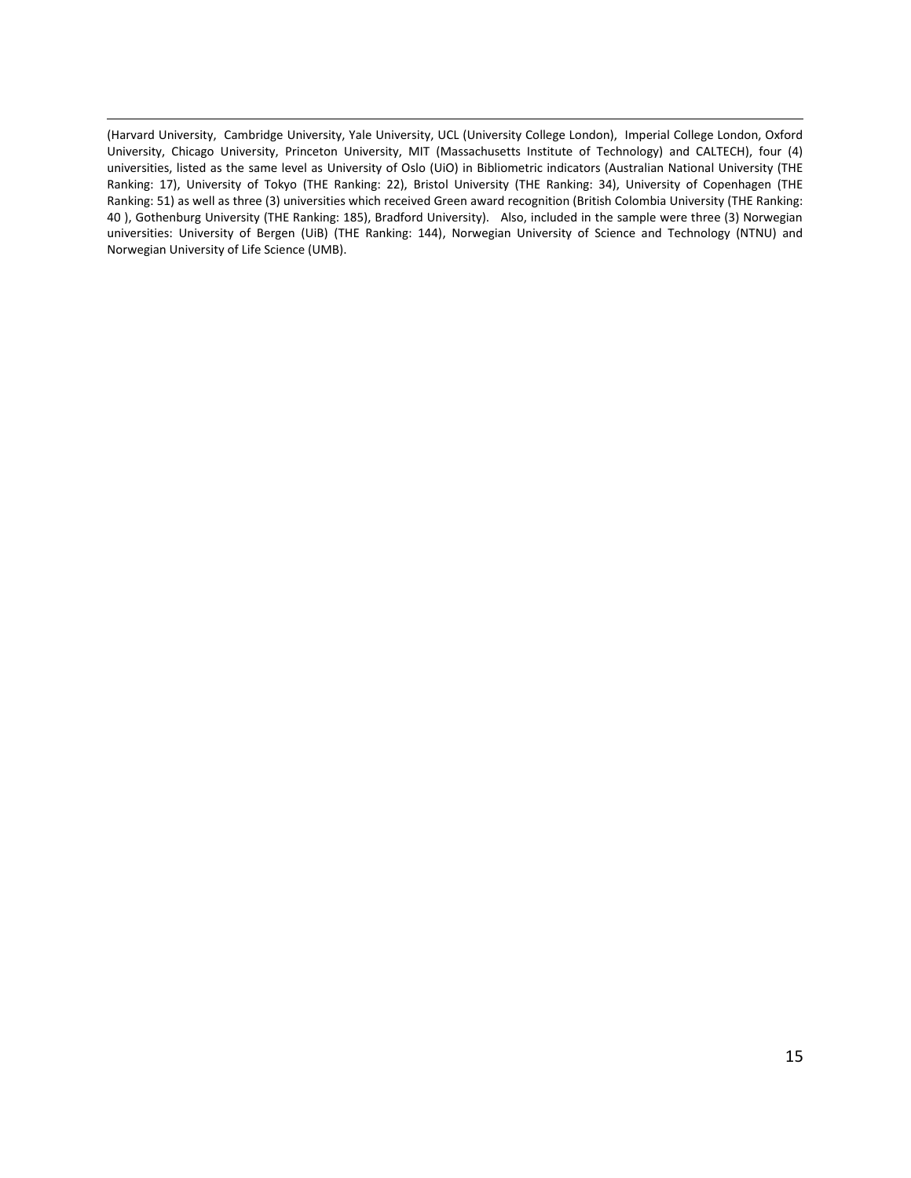(Harvard University, Cambridge University, Yale University, UCL (University College London), Imperial College London, Oxford University, Chicago University, Princeton University, MIT (Massachusetts Institute of Technology) and CALTECH), four (4) universities, listed as the same level as University of Oslo (UiO) in Bibliometric indicators (Australian National University (THE Ranking: 17), University of Tokyo (THE Ranking: 22), Bristol University (THE Ranking: 34), University of Copenhagen (THE Ranking: 51) as well as three (3) universities which received Green award recognition (British Colombia University (THE Ranking: 40 ), Gothenburg University (THE Ranking: 185), Bradford University). Also, included in the sample were three (3) Norwegian universities: University of Bergen (UiB) (THE Ranking: 144), Norwegian University of Science and Technology (NTNU) and Norwegian University of Life Science (UMB).